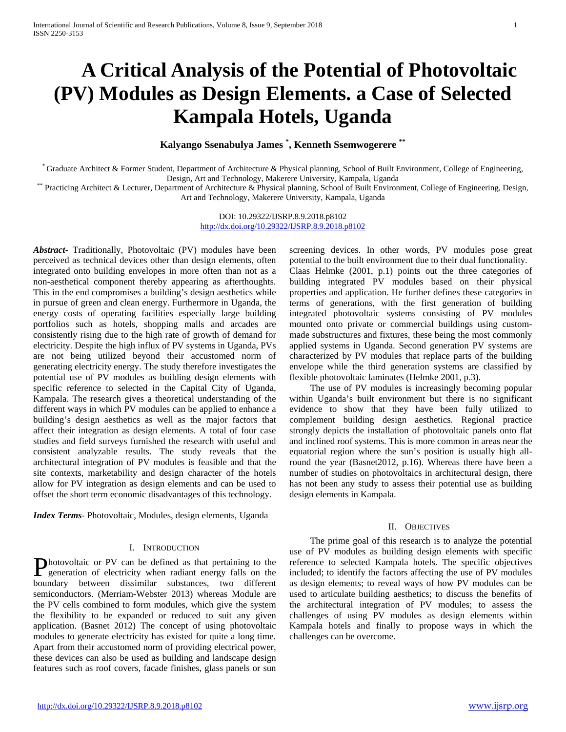# A Critical Analysis of the Potential of Photovoltaic (PV) Modules as Design Elements. a Case of Selected Kampala Hotels, Uganda

**Kalyango Ssenabulya James [*], Kenneth Ssemwogerere [**]**

[*] Graduate Architect & Former Student, Department of Architecture & Physical planning, School of Built Environment, College of Engineering, Design, Art and Technology, Makerere University, Kampala, Uganda

[**] Practicing Architect & Lecturer, Department of Architecture & Physical planning, School of Built Environment, College of Engineering, Design, Art and Technology, Makerere University, Kampala, Uganda

DOI: 10.29322/IJSRP.8.9.2018.p8102
http://dx.doi.org/10.29322/IJSRP.8.9.2018.p8102

***Abstract***- Traditionally, Photovoltaic (PV) modules have been perceived as technical devices other than design elements, often integrated onto building envelopes in more often than not as a non-aesthetical component thereby appearing as afterthoughts. This in the end compromises a building's design aesthetics while in pursuit of green and clean energy. Furthermore in Uganda, the energy costs of operating facilities especially large building portfolios such as hotels, shopping malls and arcades are consistently rising due to the high rate of growth of demand for electricity. Despite the high influx of PV systems in Uganda, PVs are not being utilized beyond their accustomed norm of generating electricity energy. The study therefore investigates the potential use of PV modules as building design elements with specific reference to selected in the Capital City of Uganda, Kampala. The research gives a theoretical understanding of the different ways in which PV modules can be applied to enhance a building's design aesthetics as well as the major factors that affect their integration as design elements. A total of four case studies and field surveys furnished the research with useful and consistent analyzable results. The study reveals that the architectural integration of PV modules is feasible and that the site contexts, marketability and design character of the hotels allow for PV integration as design elements and can be used to offset the short term economic disadvantages of this technology.

***Index Terms***- Photovoltaic, Modules, design elements, Uganda

## I. Introduction

Photovoltaic or PV can be defined as that pertaining to the generation of electricity when radiant energy falls on the boundary between dissimilar substances, two different semiconductors. (Merriam-Webster 2013) whereas Module are the PV cells combined to form modules, which give the system the flexibility to be expanded or reduced to suit any given application. (Basnet 2012) The concept of using photovoltaic modules to generate electricity has existed for quite a long time. Apart from their accustomed norm of providing electrical power, these devices can also be used as building and landscape design features such as roof covers, facade finishes, glass panels or sun screening devices. In other words, PV modules pose great potential to the built environment due to their dual functionality.

Claas Helmke (2001, p.1) points out the three categories of building integrated PV modules based on their physical properties and application. He further defines these categories in terms of generations, with the first generation of building integrated photovoltaic systems consisting of PV modules mounted onto private or commercial buildings using custom-made substructures and fixtures, these being the most commonly applied systems in Uganda. Second generation PV systems are characterized by PV modules that replace parts of the building envelope while the third generation systems are classified by flexible photovoltaic laminates (Helmke 2001, p.3).

The use of PV modules is increasingly becoming popular within Uganda's built environment but there is no significant evidence to show that they have been fully utilized to complement building design aesthetics. Regional practice strongly depicts the installation of photovoltaic panels onto flat and inclined roof systems. This is more common in areas near the equatorial region where the sun's position is usually high all-round the year (Basnet2012, p.16). Whereas there have been a number of studies on photovoltaics in architectural design, there has not been any study to assess their potential use as building design elements in Kampala.

## II. Objectives

The prime goal of this research is to analyze the potential use of PV modules as building design elements with specific reference to selected Kampala hotels. The specific objectives included; to identify the factors affecting the use of PV modules as design elements; to reveal ways of how PV modules can be used to articulate building aesthetics; to discuss the benefits of the architectural integration of PV modules; to assess the challenges of using PV modules as design elements within Kampala hotels and finally to propose ways in which the challenges can be overcome.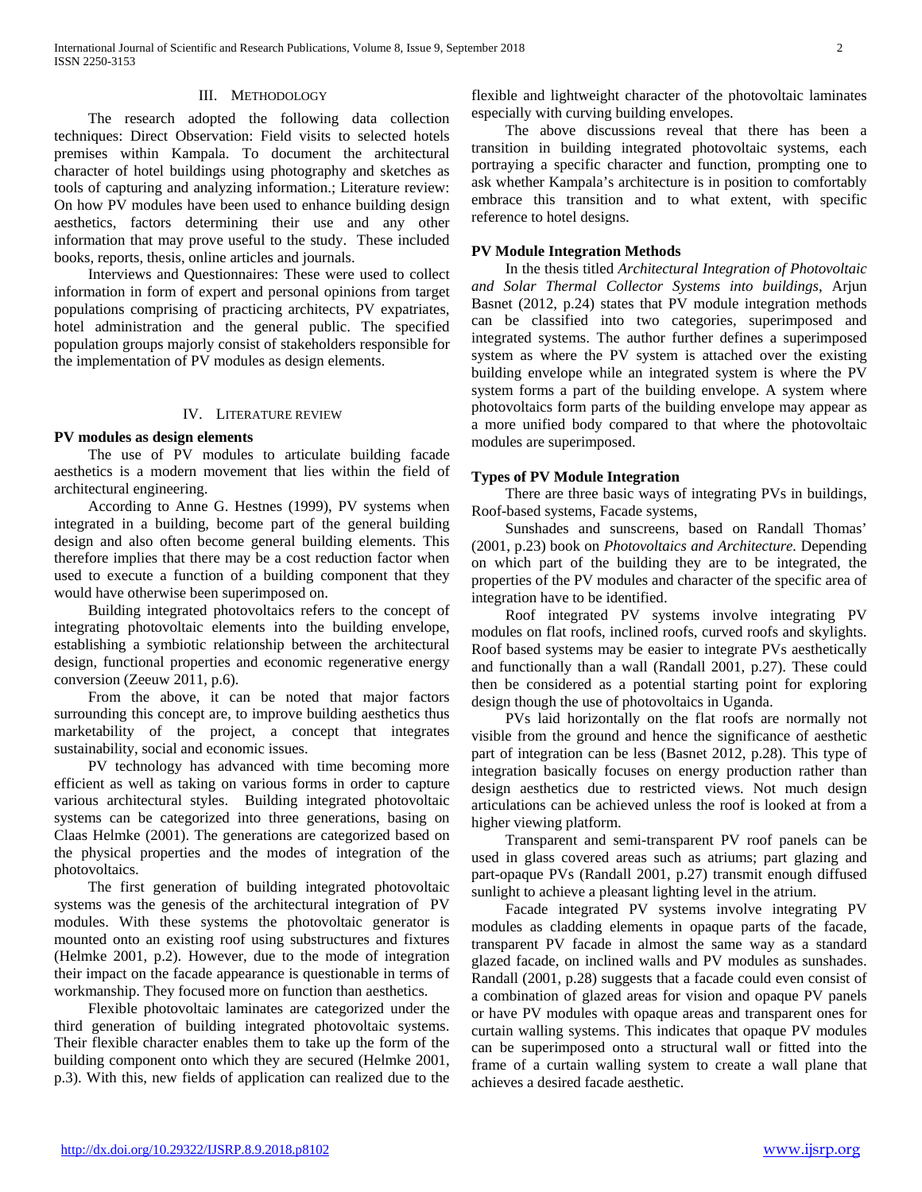## III. Methodology

The research adopted the following data collection techniques: Direct Observation: Field visits to selected hotels premises within Kampala. To document the architectural character of hotel buildings using photography and sketches as tools of capturing and analyzing information.; Literature review: On how PV modules have been used to enhance building design aesthetics, factors determining their use and any other information that may prove useful to the study. These included books, reports, thesis, online articles and journals.

Interviews and Questionnaires: These were used to collect information in form of expert and personal opinions from target populations comprising of practicing architects, PV expatriates, hotel administration and the general public. The specified population groups majorly consist of stakeholders responsible for the implementation of PV modules as design elements.

## IV. Literature review

**PV modules as design elements**

The use of PV modules to articulate building facade aesthetics is a modern movement that lies within the field of architectural engineering.

According to Anne G. Hestnes (1999), PV systems when integrated in a building, become part of the general building design and also often become general building elements. This therefore implies that there may be a cost reduction factor when used to execute a function of a building component that they would have otherwise been superimposed on.

Building integrated photovoltaics refers to the concept of integrating photovoltaic elements into the building envelope, establishing a symbiotic relationship between the architectural design, functional properties and economic regenerative energy conversion (Zeeuw 2011, p.6).

From the above, it can be noted that major factors surrounding this concept are, to improve building aesthetics thus marketability of the project, a concept that integrates sustainability, social and economic issues.

PV technology has advanced with time becoming more efficient as well as taking on various forms in order to capture various architectural styles. Building integrated photovoltaic systems can be categorized into three generations, basing on Claas Helmke (2001). The generations are categorized based on the physical properties and the modes of integration of the photovoltaics.

The first generation of building integrated photovoltaic systems was the genesis of the architectural integration of PV modules. With these systems the photovoltaic generator is mounted onto an existing roof using substructures and fixtures (Helmke 2001, p.2). However, due to the mode of integration their impact on the facade appearance is questionable in terms of workmanship. They focused more on function than aesthetics.

Flexible photovoltaic laminates are categorized under the third generation of building integrated photovoltaic systems. Their flexible character enables them to take up the form of the building component onto which they are secured (Helmke 2001, p.3). With this, new fields of application can realized due to the flexible and lightweight character of the photovoltaic laminates especially with curving building envelopes.

The above discussions reveal that there has been a transition in building integrated photovoltaic systems, each portraying a specific character and function, prompting one to ask whether Kampala's architecture is in position to comfortably embrace this transition and to what extent, with specific reference to hotel designs.

**PV Module Integration Methods**

In the thesis titled *Architectural Integration of Photovoltaic and Solar Thermal Collector Systems into buildings*, Arjun Basnet (2012, p.24) states that PV module integration methods can be classified into two categories, superimposed and integrated systems. The author further defines a superimposed system as where the PV system is attached over the existing building envelope while an integrated system is where the PV system forms a part of the building envelope. A system where photovoltaics form parts of the building envelope may appear as a more unified body compared to that where the photovoltaic modules are superimposed.

**Types of PV Module Integration**

There are three basic ways of integrating PVs in buildings, Roof-based systems, Facade systems,

Sunshades and sunscreens, based on Randall Thomas' (2001, p.23) book on *Photovoltaics and Architecture.* Depending on which part of the building they are to be integrated, the properties of the PV modules and character of the specific area of integration have to be identified.

Roof integrated PV systems involve integrating PV modules on flat roofs, inclined roofs, curved roofs and skylights. Roof based systems may be easier to integrate PVs aesthetically and functionally than a wall (Randall 2001, p.27). These could then be considered as a potential starting point for exploring design though the use of photovoltaics in Uganda.

PVs laid horizontally on the flat roofs are normally not visible from the ground and hence the significance of aesthetic part of integration can be less (Basnet 2012, p.28). This type of integration basically focuses on energy production rather than design aesthetics due to restricted views. Not much design articulations can be achieved unless the roof is looked at from a higher viewing platform.

Transparent and semi-transparent PV roof panels can be used in glass covered areas such as atriums; part glazing and part-opaque PVs (Randall 2001, p.27) transmit enough diffused sunlight to achieve a pleasant lighting level in the atrium.

Facade integrated PV systems involve integrating PV modules as cladding elements in opaque parts of the facade, transparent PV facade in almost the same way as a standard glazed facade, on inclined walls and PV modules as sunshades. Randall (2001, p.28) suggests that a facade could even consist of a combination of glazed areas for vision and opaque PV panels or have PV modules with opaque areas and transparent ones for curtain walling systems. This indicates that opaque PV modules can be superimposed onto a structural wall or fitted into the frame of a curtain walling system to create a wall plane that achieves a desired facade aesthetic.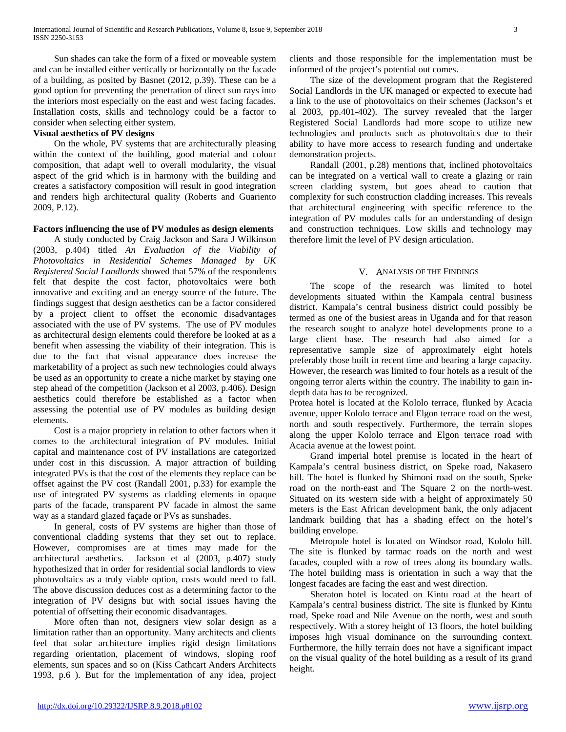Sun shades can take the form of a fixed or moveable system and can be installed either vertically or horizontally on the facade of a building, as posited by Basnet (2012, p.39). These can be a good option for preventing the penetration of direct sun rays into the interiors most especially on the east and west facing facades. Installation costs, skills and technology could be a factor to consider when selecting either system.

**Visual aesthetics of PV designs**

On the whole, PV systems that are architecturally pleasing within the context of the building, good material and colour composition, that adapt well to overall modularity, the visual aspect of the grid which is in harmony with the building and creates a satisfactory composition will result in good integration and renders high architectural quality (Roberts and Guariento 2009, P.12).

**Factors influencing the use of PV modules as design elements**

A study conducted by Craig Jackson and Sara J Wilkinson (2003, p.404) titled *An Evaluation of the Viability of Photovoltaics in Residential Schemes Managed by UK Registered Social Landlords* showed that 57% of the respondents felt that despite the cost factor, photovoltaics were both innovative and exciting and an energy source of the future. The findings suggest that design aesthetics can be a factor considered by a project client to offset the economic disadvantages associated with the use of PV systems. The use of PV modules as architectural design elements could therefore be looked at as a benefit when assessing the viability of their integration. This is due to the fact that visual appearance does increase the marketability of a project as such new technologies could always be used as an opportunity to create a niche market by staying one step ahead of the competition (Jackson et al 2003, p.406). Design aesthetics could therefore be established as a factor when assessing the potential use of PV modules as building design elements.

Cost is a major propriety in relation to other factors when it comes to the architectural integration of PV modules. Initial capital and maintenance cost of PV installations are categorized under cost in this discussion. A major attraction of building integrated PVs is that the cost of the elements they replace can be offset against the PV cost (Randall 2001, p.33) for example the use of integrated PV systems as cladding elements in opaque parts of the facade, transparent PV facade in almost the same way as a standard glazed façade or PVs as sunshades.

In general, costs of PV systems are higher than those of conventional cladding systems that they set out to replace. However, compromises are at times may made for the architectural aesthetics. Jackson et al (2003, p.407) study hypothesized that in order for residential social landlords to view photovoltaics as a truly viable option, costs would need to fall. The above discussion deduces cost as a determining factor to the integration of PV designs but with social issues having the potential of offsetting their economic disadvantages.

More often than not, designers view solar design as a limitation rather than an opportunity. Many architects and clients feel that solar architecture implies rigid design limitations regarding orientation, placement of windows, sloping roof elements, sun spaces and so on (Kiss Cathcart Anders Architects 1993, p.6 ). But for the implementation of any idea, project clients and those responsible for the implementation must be informed of the project's potential out comes.

The size of the development program that the Registered Social Landlords in the UK managed or expected to execute had a link to the use of photovoltaics on their schemes (Jackson's et al 2003, pp.401-402). The survey revealed that the larger Registered Social Landlords had more scope to utilize new technologies and products such as photovoltaics due to their ability to have more access to research funding and undertake demonstration projects.

Randall (2001, p.28) mentions that, inclined photovoltaics can be integrated on a vertical wall to create a glazing or rain screen cladding system, but goes ahead to caution that complexity for such construction cladding increases. This reveals that architectural engineering with specific reference to the integration of PV modules calls for an understanding of design and construction techniques. Low skills and technology may therefore limit the level of PV design articulation.

## V. Analysis of the Findings

The scope of the research was limited to hotel developments situated within the Kampala central business district. Kampala's central business district could possibly be termed as one of the busiest areas in Uganda and for that reason the research sought to analyze hotel developments prone to a large client base. The research had also aimed for a representative sample size of approximately eight hotels preferably those built in recent time and bearing a large capacity. However, the research was limited to four hotels as a result of the ongoing terror alerts within the country. The inability to gain in-depth data has to be recognized.

Protea hotel is located at the Kololo terrace, flunked by Acacia avenue, upper Kololo terrace and Elgon terrace road on the west, north and south respectively. Furthermore, the terrain slopes along the upper Kololo terrace and Elgon terrace road with Acacia avenue at the lowest point.

Grand imperial hotel premise is located in the heart of Kampala's central business district, on Speke road, Nakasero hill. The hotel is flunked by Shimoni road on the south, Speke road on the north-east and The Square 2 on the north-west. Situated on its western side with a height of approximately 50 meters is the East African development bank, the only adjacent landmark building that has a shading effect on the hotel's building envelope.

Metropole hotel is located on Windsor road, Kololo hill. The site is flunked by tarmac roads on the north and west facades, coupled with a row of trees along its boundary walls. The hotel building mass is orientation in such a way that the longest facades are facing the east and west direction.

Sheraton hotel is located on Kintu road at the heart of Kampala's central business district. The site is flunked by Kintu road, Speke road and Nile Avenue on the north, west and south respectively. With a storey height of 13 floors, the hotel building imposes high visual dominance on the surrounding context. Furthermore, the hilly terrain does not have a significant impact on the visual quality of the hotel building as a result of its grand height.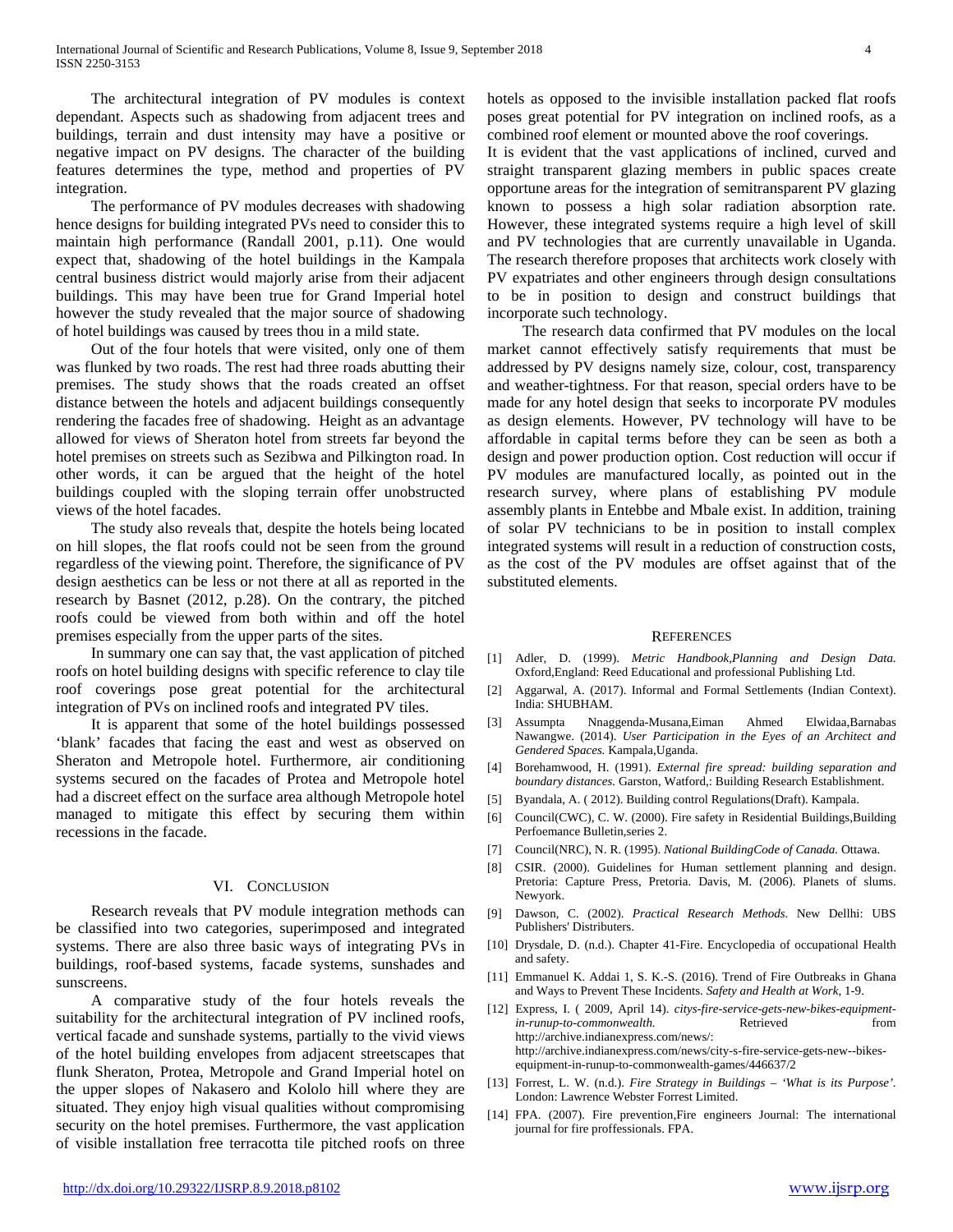The architectural integration of PV modules is context dependant. Aspects such as shadowing from adjacent trees and buildings, terrain and dust intensity may have a positive or negative impact on PV designs. The character of the building features determines the type, method and properties of PV integration.

The performance of PV modules decreases with shadowing hence designs for building integrated PVs need to consider this to maintain high performance (Randall 2001, p.11). One would expect that, shadowing of the hotel buildings in the Kampala central business district would majorly arise from their adjacent buildings. This may have been true for Grand Imperial hotel however the study revealed that the major source of shadowing of hotel buildings was caused by trees thou in a mild state.

Out of the four hotels that were visited, only one of them was flunked by two roads. The rest had three roads abutting their premises. The study shows that the roads created an offset distance between the hotels and adjacent buildings consequently rendering the facades free of shadowing. Height as an advantage allowed for views of Sheraton hotel from streets far beyond the hotel premises on streets such as Sezibwa and Pilkington road. In other words, it can be argued that the height of the hotel buildings coupled with the sloping terrain offer unobstructed views of the hotel facades.

The study also reveals that, despite the hotels being located on hill slopes, the flat roofs could not be seen from the ground regardless of the viewing point. Therefore, the significance of PV design aesthetics can be less or not there at all as reported in the research by Basnet (2012, p.28). On the contrary, the pitched roofs could be viewed from both within and off the hotel premises especially from the upper parts of the sites.

In summary one can say that, the vast application of pitched roofs on hotel building designs with specific reference to clay tile roof coverings pose great potential for the architectural integration of PVs on inclined roofs and integrated PV tiles.

It is apparent that some of the hotel buildings possessed 'blank' facades that facing the east and west as observed on Sheraton and Metropole hotel. Furthermore, air conditioning systems secured on the facades of Protea and Metropole hotel had a discreet effect on the surface area although Metropole hotel managed to mitigate this effect by securing them within recessions in the facade.

## VI. Conclusion

Research reveals that PV module integration methods can be classified into two categories, superimposed and integrated systems. There are also three basic ways of integrating PVs in buildings, roof-based systems, facade systems, sunshades and sunscreens.

A comparative study of the four hotels reveals the suitability for the architectural integration of PV inclined roofs, vertical facade and sunshade systems, partially to the vivid views of the hotel building envelopes from adjacent streetscapes that flunk Sheraton, Protea, Metropole and Grand Imperial hotel on the upper slopes of Nakasero and Kololo hill where they are situated. They enjoy high visual qualities without compromising security on the hotel premises. Furthermore, the vast application of visible installation free terracotta tile pitched roofs on three hotels as opposed to the invisible installation packed flat roofs poses great potential for PV integration on inclined roofs, as a combined roof element or mounted above the roof coverings.

It is evident that the vast applications of inclined, curved and straight transparent glazing members in public spaces create opportune areas for the integration of semitransparent PV glazing known to possess a high solar radiation absorption rate. However, these integrated systems require a high level of skill and PV technologies that are currently unavailable in Uganda. The research therefore proposes that architects work closely with PV expatriates and other engineers through design consultations to be in position to design and construct buildings that incorporate such technology.

The research data confirmed that PV modules on the local market cannot effectively satisfy requirements that must be addressed by PV designs namely size, colour, cost, transparency and weather-tightness. For that reason, special orders have to be made for any hotel design that seeks to incorporate PV modules as design elements. However, PV technology will have to be affordable in capital terms before they can be seen as both a design and power production option. Cost reduction will occur if PV modules are manufactured locally, as pointed out in the research survey, where plans of establishing PV module assembly plants in Entebbe and Mbale exist. In addition, training of solar PV technicians to be in position to install complex integrated systems will result in a reduction of construction costs, as the cost of the PV modules are offset against that of the substituted elements.

## References

[1] Adler, D. (1999). *Metric Handbook,Planning and Design Data.* Oxford,England: Reed Educational and professional Publishing Ltd.

[2] Aggarwal, A. (2017). Informal and Formal Settlements (Indian Context). India: SHUBHAM.

[3] Assumpta Nnaggenda-Musana,Eiman Ahmed Elwidaa,Barnabas Nawangwe. (2014). *User Participation in the Eyes of an Architect and Gendered Spaces.* Kampala,Uganda.

[4] Borehamwood, H. (1991). *External fire spread: building separation and boundary distances.* Garston, Watford,: Building Research Establishment.

[5] Byandala, A. ( 2012). Building control Regulations(Draft). Kampala.

[6] Council(CWC), C. W. (2000). Fire safety in Residential Buildings,Building Perfoemance Bulletin,series 2.

[7] Council(NRC), N. R. (1995). *National BuildingCode of Canada.* Ottawa.

[8] CSIR. (2000). Guidelines for Human settlement planning and design. Pretoria: Capture Press, Pretoria. Davis, M. (2006). Planets of slums. Newyork.

[9] Dawson, C. (2002). *Practical Research Methods.* New Dellhi: UBS Publishers' Distributers.

[10] Drysdale, D. (n.d.). Chapter 41-Fire. Encyclopedia of occupational Health and safety.

[11] Emmanuel K. Addai 1, S. K.-S. (2016). Trend of Fire Outbreaks in Ghana and Ways to Prevent These Incidents. *Safety and Health at Work*, 1-9.

[12] Express, I. ( 2009, April 14). *citys-fire-service-gets-new-bikes-equipment-in-runup-to-commonwealth.* Retrieved from http://archive.indianexpress.com/news/: http://archive.indianexpress.com/news/city-s-fire-service-gets-new--bikes-equipment-in-runup-to-commonwealth-games/446637/2

[13] Forrest, L. W. (n.d.). *Fire Strategy in Buildings – 'What is its Purpose'.* London: Lawrence Webster Forrest Limited.

[14] FPA. (2007). Fire prevention,Fire engineers Journal: The international journal for fire proffessionals. FPA.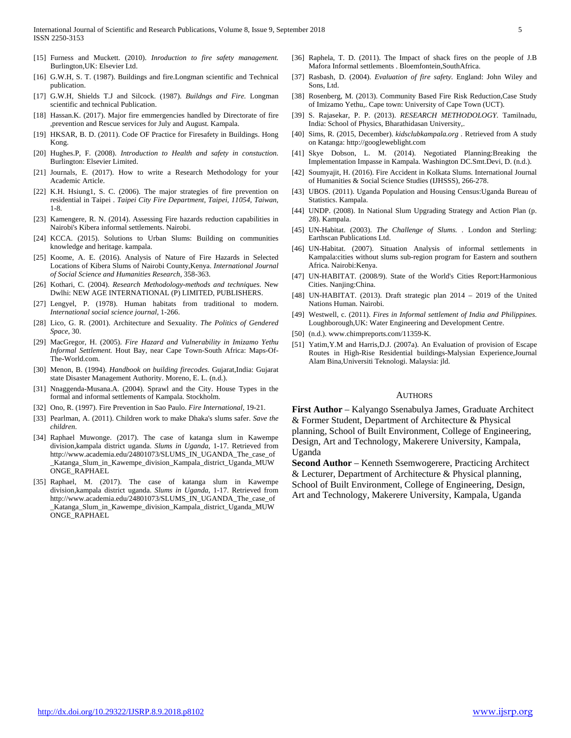[15] Furness and Muckett. (2010). *Inroduction to fire safety management.* Burlington,UK: Elsevier Ltd.

[16] G.W.H, S. T. (1987). Buildings and fire.Longman scientific and Technical publication.

[17] G.W.H, Shields T.J and Silcock. (1987). *Buildngs and Fire.* Longman scientific and technical Publication.

[18] Hassan.K. (2017). Major fire emmergencies handled by Directorate of fire ,prevention and Rescue services for July and August. Kampala.

[19] HKSAR, B. D. (2011). Code OF Practice for Firesafety in Buildings. Hong Kong.

[20] Hughes.P, F. (2008). *Introduction to Health and safety in constuction.* Burlington: Elsevier Limited.

[21] Journals, E. (2017). How to write a Research Methodology for your Academic Article.

[22] K.H. Hsiung1, S. C. (2006). The major strategies of fire prevention on residential in Taipei . *Taipei City Fire Department, Taipei, 11054, Taiwan*, 1-8.

[23] Kamengere, R. N. (2014). Assessing Fire hazards reduction capabilities in Nairobi's Kibera informal settlements. Nairobi.

[24] KCCA. (2015). Solutions to Urban Slums: Building on communities knowledge and heritage. kampala.

[25] Koome, A. E. (2016). Analysis of Nature of Fire Hazards in Selected Locations of Kibera Slums of Nairobi County,Kenya. *International Journal of Social Science and Humanities Research*, 358-363.

[26] Kothari, C. (2004). *Research Methodology-methods and techniques.* New Dwlhi: NEW AGE INTERNATIONAL (P) LIMITED, PUBLISHERS.

[27] Lengyel, P. (1978). Human habitats from traditional to modern. *International social science journal*, 1-266.

[28] Lico, G. R. (2001). Architecture and Sexuality. *The Politics of Gendered Space*, 30.

[29] MacGregor, H. (2005). *Fire Hazard and Vulnerability in Imizamo Yethu Informal Settlement.* Hout Bay, near Cape Town-South Africa: Maps-Of-The-World.com.

[30] Menon, B. (1994). *Handbook on building firecodes.* Gujarat,India: Gujarat state Disaster Management Authority. Moreno, E. L. (n.d.).

[31] Nnaggenda-Musana.A. (2004). Sprawl and the City. House Types in the formal and informal settlements of Kampala. Stockholm.

[32] Ono, R. (1997). Fire Prevention in Sao Paulo. *Fire International*, 19-21.

[33] Pearlman, A. (2011). Children work to make Dhaka's slums safer. *Save the children.*

[34] Raphael Muwonge. (2017). The case of katanga slum in Kawempe division,kampala district uganda. *Slums in Uganda*, 1-17. Retrieved from http://www.academia.edu/24801073/SLUMS_IN_UGANDA_The_case_of_Katanga_Slum_in_Kawempe_division_Kampala_district_Uganda_MUWONGE_RAPHAEL

[35] Raphael, M. (2017). The case of katanga slum in Kawempe division,kampala district uganda. *Slums in Uganda*, 1-17. Retrieved from http://www.academia.edu/24801073/SLUMS_IN_UGANDA_The_case_of_Katanga_Slum_in_Kawempe_division_Kampala_district_Uganda_MUWONGE_RAPHAEL

[36] Raphela, T. D. (2011). The Impact of shack fires on the people of J.B Mafora Informal settlements . Bloemfontein,SouthAfrica.

[37] Rasbash, D. (2004). *Evaluation of fire safety.* England: John Wiley and Sons, Ltd.

[38] Rosenberg, M. (2013). Community Based Fire Risk Reduction,Case Study of Imizamo Yethu,. Cape town: University of Cape Town (UCT).

[39] S. Rajasekar, P. P. (2013). *RESEARCH METHODOLOGY.* Tamilnadu, India: School of Physics, Bharathidasan University,.

[40] Sims, R. (2015, December). *kidsclubkampala.org* . Retrieved from A study on Katanga: http://googleweblight.com

[41] Skye Dobson, L. M. (2014). Negotiated Planning:Breaking the Implementation Impasse in Kampala. Washington DC.Smt.Devi, D. (n.d.).

[42] Soumyajit, H. (2016). Fire Accident in Kolkata Slums. International Journal of Humanities & Social Science Studies (IJHSSS), 266-278.

[43] UBOS. (2011). Uganda Population and Housing Census:Uganda Bureau of Statistics. Kampala.

[44] UNDP. (2008). In National Slum Upgrading Strategy and Action Plan (p. 28). Kampala.

[45] UN-Habitat. (2003). *The Challenge of Slums.* . London and Sterling: Earthscan Publications Ltd.

[46] UN-Habitat. (2007). Situation Analysis of informal settlements in Kampala:cities without slums sub-region program for Eastern and southern Africa. Nairobi:Kenya.

[47] UN-HABITAT. (2008/9). State of the World's Cities Report:Harmonious Cities. Nanjing:China.

[48] UN-HABITAT. (2013). Draft strategic plan 2014 – 2019 of the United Nations Human. Nairobi.

[49] Westwell, c. (2011). *Fires in Informal settlement of India and Philippines.* Loughborough,UK: Water Engineering and Development Centre.

[50] (n.d.). www.chimpreports.com/11359-K.

[51] Yatim,Y.M and Harris,D.J. (2007a). An Evaluation of provision of Escape Routes in High-Rise Residential buildings-Malysian Experience,Journal Alam Bina,Universiti Teknologi. Malaysia: jld.

## Authors

**First Author** – Kalyango Ssenabulya James, Graduate Architect & Former Student, Department of Architecture & Physical planning, School of Built Environment, College of Engineering, Design, Art and Technology, Makerere University, Kampala, Uganda

**Second Author** – Kenneth Ssemwogerere, Practicing Architect & Lecturer, Department of Architecture & Physical planning, School of Built Environment, College of Engineering, Design, Art and Technology, Makerere University, Kampala, Uganda